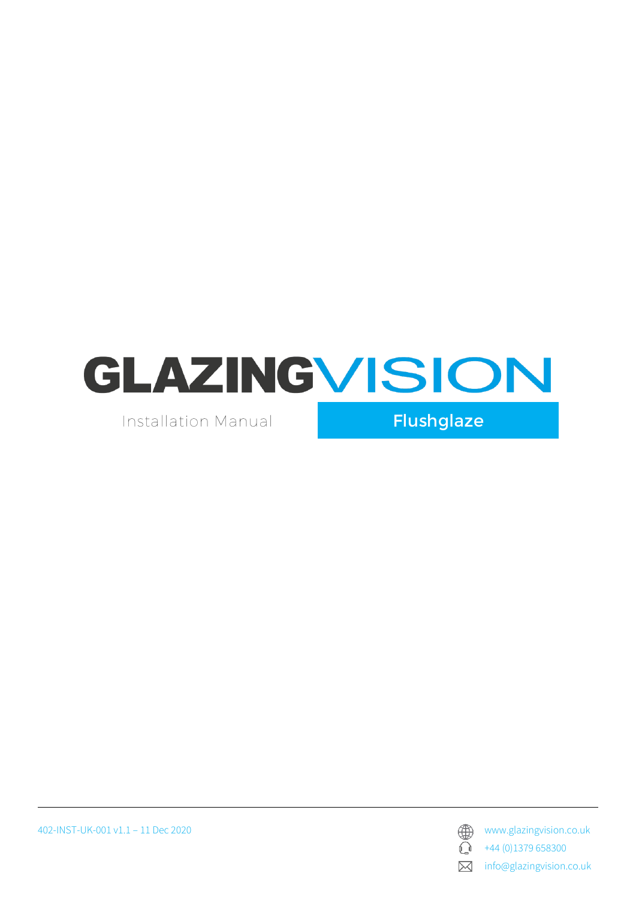# GLAZINGVISION

Installation Manual

**Flushglaze**

402-INST-UK-001 v1.1 – 11 Dec 2020

www.glazingvision.co.uk

+44 (0)1379 658300

info@glazingvision.co.uk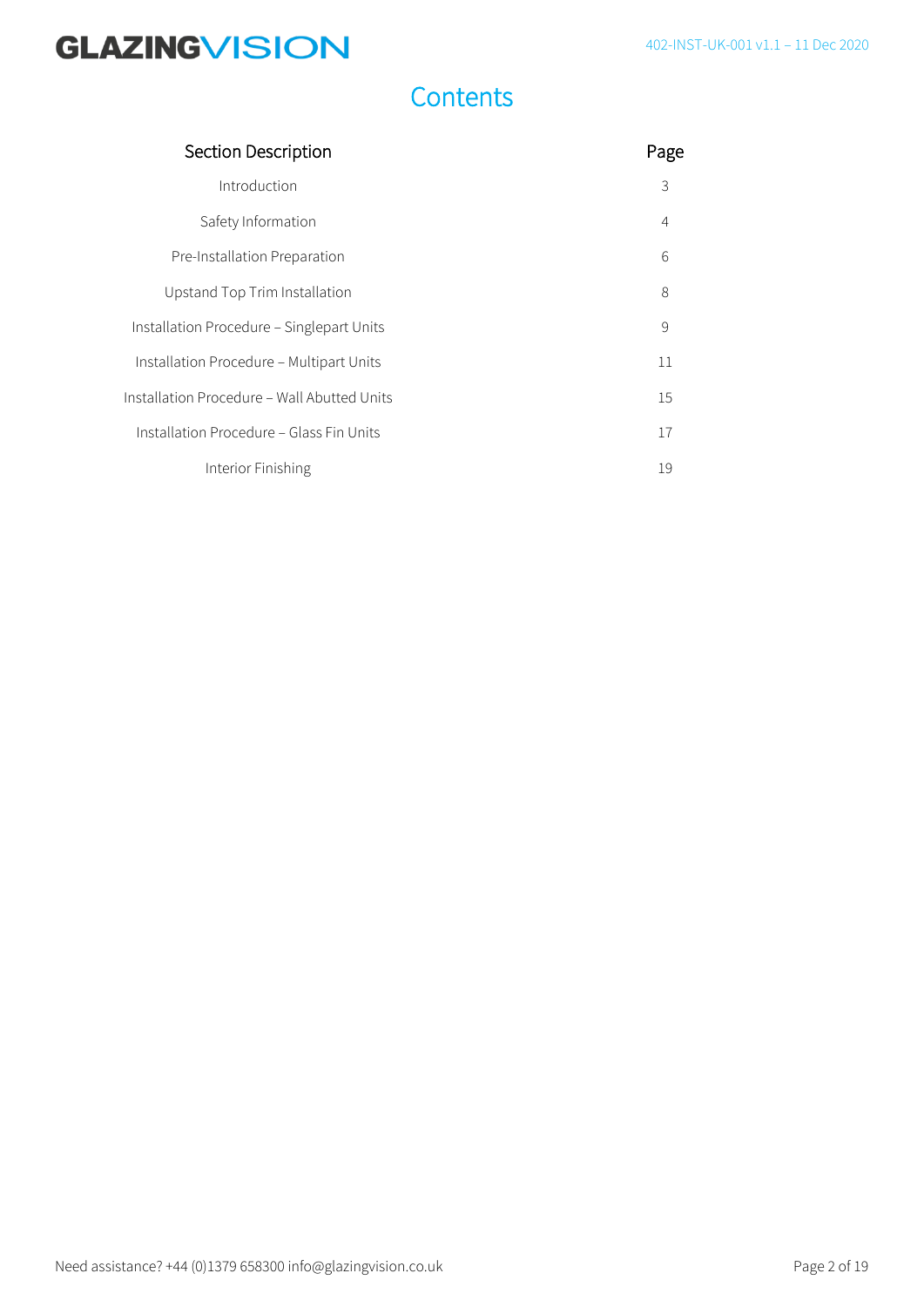# Contents

| Section Description | Page |
| --- | --- |
| Introduction | 3 |
| Safety Information | 4 |
| Pre-Installation Preparation | 6 |
| Upstand Top Trim Installation | 8 |
| Installation Procedure – Singlepart Units | 9 |
| Installation Procedure – Multipart Units | 11 |
| Installation Procedure – Wall Abutted Units | 15 |
| Installation Procedure – Glass Fin Units | 17 |
| Interior Finishing | 19 |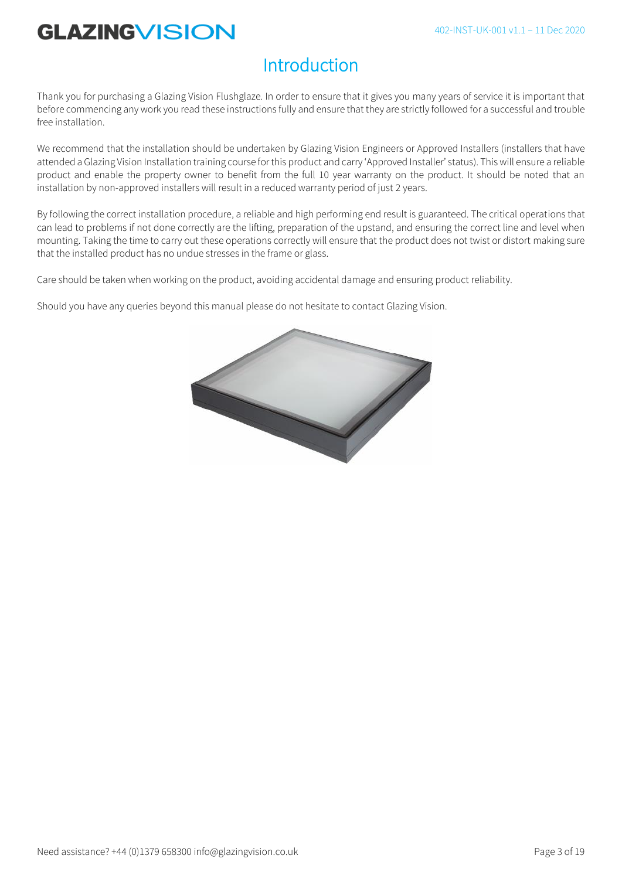# Introduction

Thank you for purchasing a Glazing Vision Flushglaze. In order to ensure that it gives you many years of service it is important that before commencing any work you read these instructions fully and ensure that they are strictly followed for a successful and trouble free installation.

We recommend that the installation should be undertaken by Glazing Vision Engineers or Approved Installers (installers that have attended a Glazing Vision Installation training course for this product and carry 'Approved Installer' status). This will ensure a reliable product and enable the property owner to benefit from the full 10 year warranty on the product. It should be noted that an installation by non-approved installers will result in a reduced warranty period of just 2 years.

By following the correct installation procedure, a reliable and high performing end result is guaranteed. The critical operations that can lead to problems if not done correctly are the lifting, preparation of the upstand, and ensuring the correct line and level when mounting. Taking the time to carry out these operations correctly will ensure that the product does not twist or distort making sure that the installed product has no undue stresses in the frame or glass.

Care should be taken when working on the product, avoiding accidental damage and ensuring product reliability.

Should you have any queries beyond this manual please do not hesitate to contact Glazing Vision.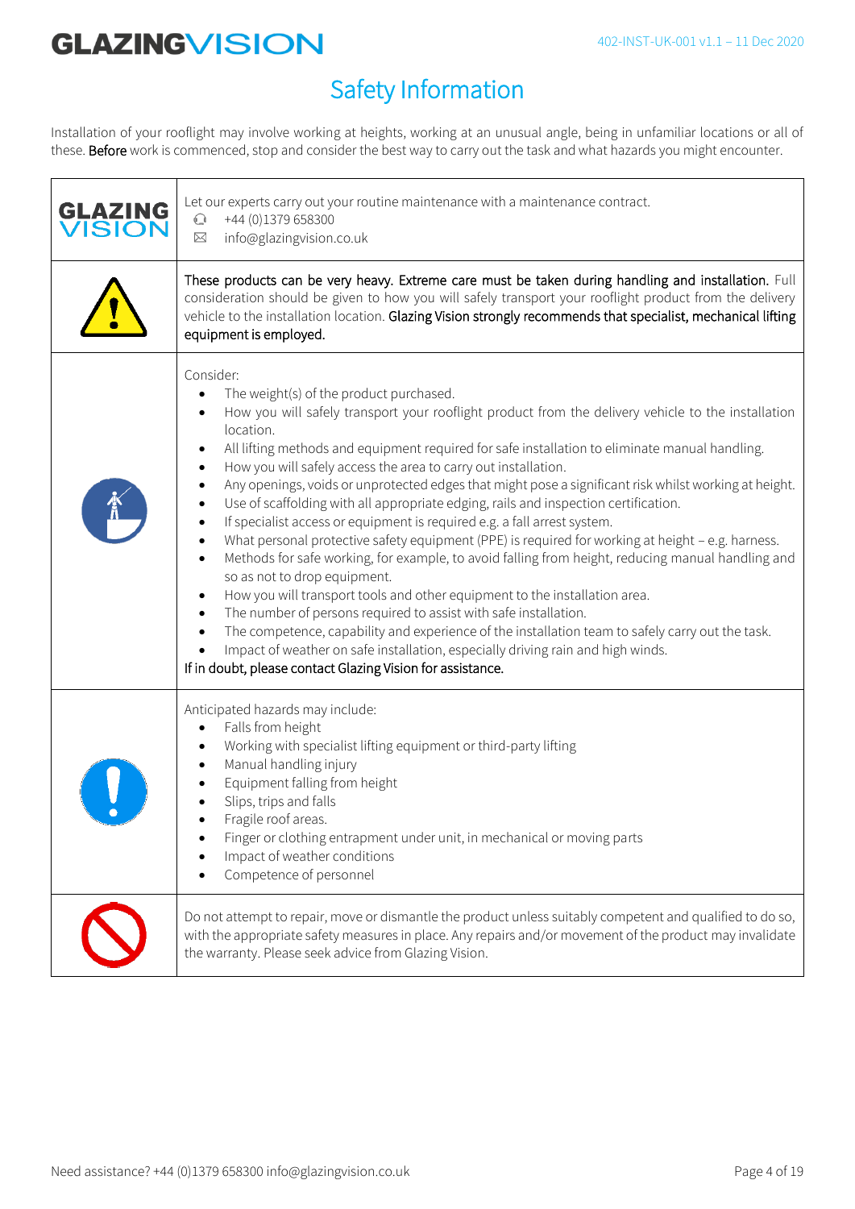# Safety Information

Installation of your rooflight may involve working at heights, working at an unusual angle, being in unfamiliar locations or all of these. **Before** work is commenced, stop and consider the best way to carry out the task and what hazards you might encounter.

| | |
|---|---|
| GLAZING VISION | Let our experts carry out your routine maintenance with a maintenance contract.<br>+44 (0)1379 658300<br>info@glazingvision.co.uk |
| | **These products can be very heavy. Extreme care must be taken during handling and installation.** Full consideration should be given to how you will safely transport your rooflight product from the delivery vehicle to the installation location. **Glazing Vision strongly recommends that specialist, mechanical lifting equipment is employed.** |
| | Consider:<br>• The weight(s) of the product purchased.<br>• How you will safely transport your rooflight product from the delivery vehicle to the installation location.<br>• All lifting methods and equipment required for safe installation to eliminate manual handling.<br>• How you will safely access the area to carry out installation.<br>• Any openings, voids or unprotected edges that might pose a significant risk whilst working at height.<br>• Use of scaffolding with all appropriate edging, rails and inspection certification.<br>• If specialist access or equipment is required e.g. a fall arrest system.<br>• What personal protective safety equipment (PPE) is required for working at height – e.g. harness.<br>• Methods for safe working, for example, to avoid falling from height, reducing manual handling and so as not to drop equipment.<br>• How you will transport tools and other equipment to the installation area.<br>• The number of persons required to assist with safe installation.<br>• The competence, capability and experience of the installation team to safely carry out the task.<br>• Impact of weather on safe installation, especially driving rain and high winds.<br>**If in doubt, please contact Glazing Vision for assistance.** |
| | Anticipated hazards may include:<br>• Falls from height<br>• Working with specialist lifting equipment or third-party lifting<br>• Manual handling injury<br>• Equipment falling from height<br>• Slips, trips and falls<br>• Fragile roof areas.<br>• Finger or clothing entrapment under unit, in mechanical or moving parts<br>• Impact of weather conditions<br>• Competence of personnel |
| | Do not attempt to repair, move or dismantle the product unless suitably competent and qualified to do so, with the appropriate safety measures in place. Any repairs and/or movement of the product may invalidate the warranty. Please seek advice from Glazing Vision. |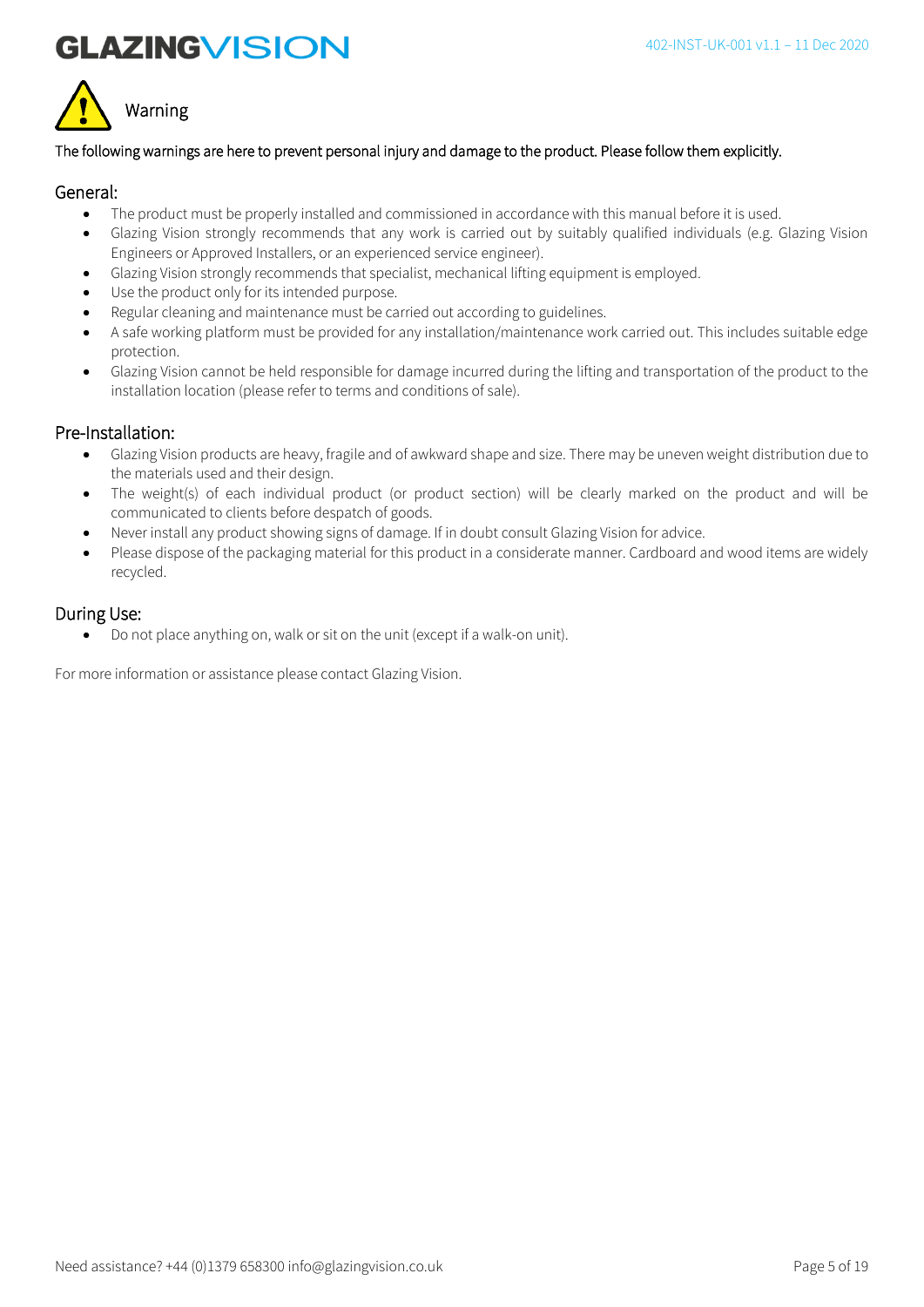# Warning

The following warnings are here to prevent personal injury and damage to the product. Please follow them explicitly.

## General:

- The product must be properly installed and commissioned in accordance with this manual before it is used.
- Glazing Vision strongly recommends that any work is carried out by suitably qualified individuals (e.g. Glazing Vision Engineers or Approved Installers, or an experienced service engineer).
- Glazing Vision strongly recommends that specialist, mechanical lifting equipment is employed.
- Use the product only for its intended purpose.
- Regular cleaning and maintenance must be carried out according to guidelines.
- A safe working platform must be provided for any installation/maintenance work carried out. This includes suitable edge protection.
- Glazing Vision cannot be held responsible for damage incurred during the lifting and transportation of the product to the installation location (please refer to terms and conditions of sale).

## Pre-Installation:

- Glazing Vision products are heavy, fragile and of awkward shape and size. There may be uneven weight distribution due to the materials used and their design.
- The weight(s) of each individual product (or product section) will be clearly marked on the product and will be communicated to clients before despatch of goods.
- Never install any product showing signs of damage. If in doubt consult Glazing Vision for advice.
- Please dispose of the packaging material for this product in a considerate manner. Cardboard and wood items are widely recycled.

## During Use:

- Do not place anything on, walk or sit on the unit (except if a walk-on unit).

For more information or assistance please contact Glazing Vision.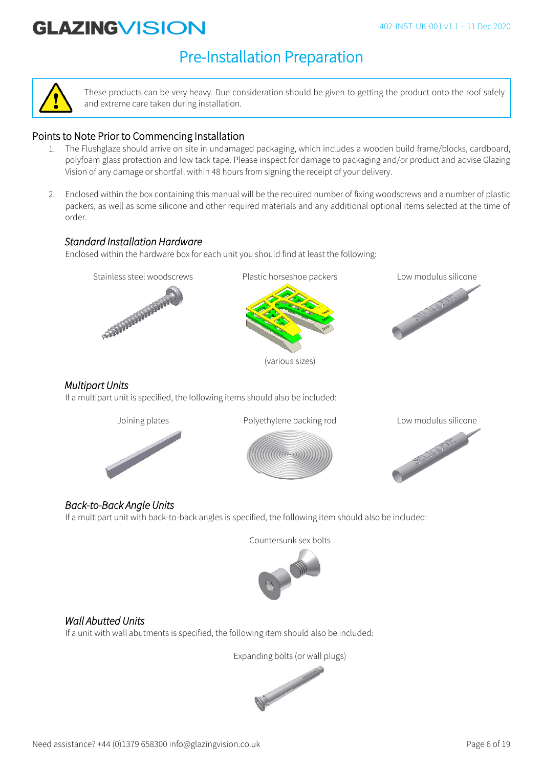# Pre-Installation Preparation

These products can be very heavy. Due consideration should be given to getting the product onto the roof safely and extreme care taken during installation.

## Points to Note Prior to Commencing Installation

1. The Flushglaze should arrive on site in undamaged packaging, which includes a wooden build frame/blocks, cardboard, polyfoam glass protection and low tack tape. Please inspect for damage to packaging and/or product and advise Glazing Vision of any damage or shortfall within 48 hours from signing the receipt of your delivery.

2. Enclosed within the box containing this manual will be the required number of fixing woodscrews and a number of plastic packers, as well as some silicone and other required materials and any additional optional items selected at the time of order.

### *Standard Installation Hardware*

Enclosed within the hardware box for each unit you should find at least the following:

Stainless steel woodscrews

Plastic horseshoe packers

(various sizes)

Low modulus silicone

### *Multipart Units*

If a multipart unit is specified, the following items should also be included:

Joining plates

Polyethylene backing rod

Low modulus silicone

### *Back-to-Back Angle Units*

If a multipart unit with back-to-back angles is specified, the following item should also be included:

Countersunk sex bolts

### *Wall Abutted Units*

If a unit with wall abutments is specified, the following item should also be included:

Expanding bolts (or wall plugs)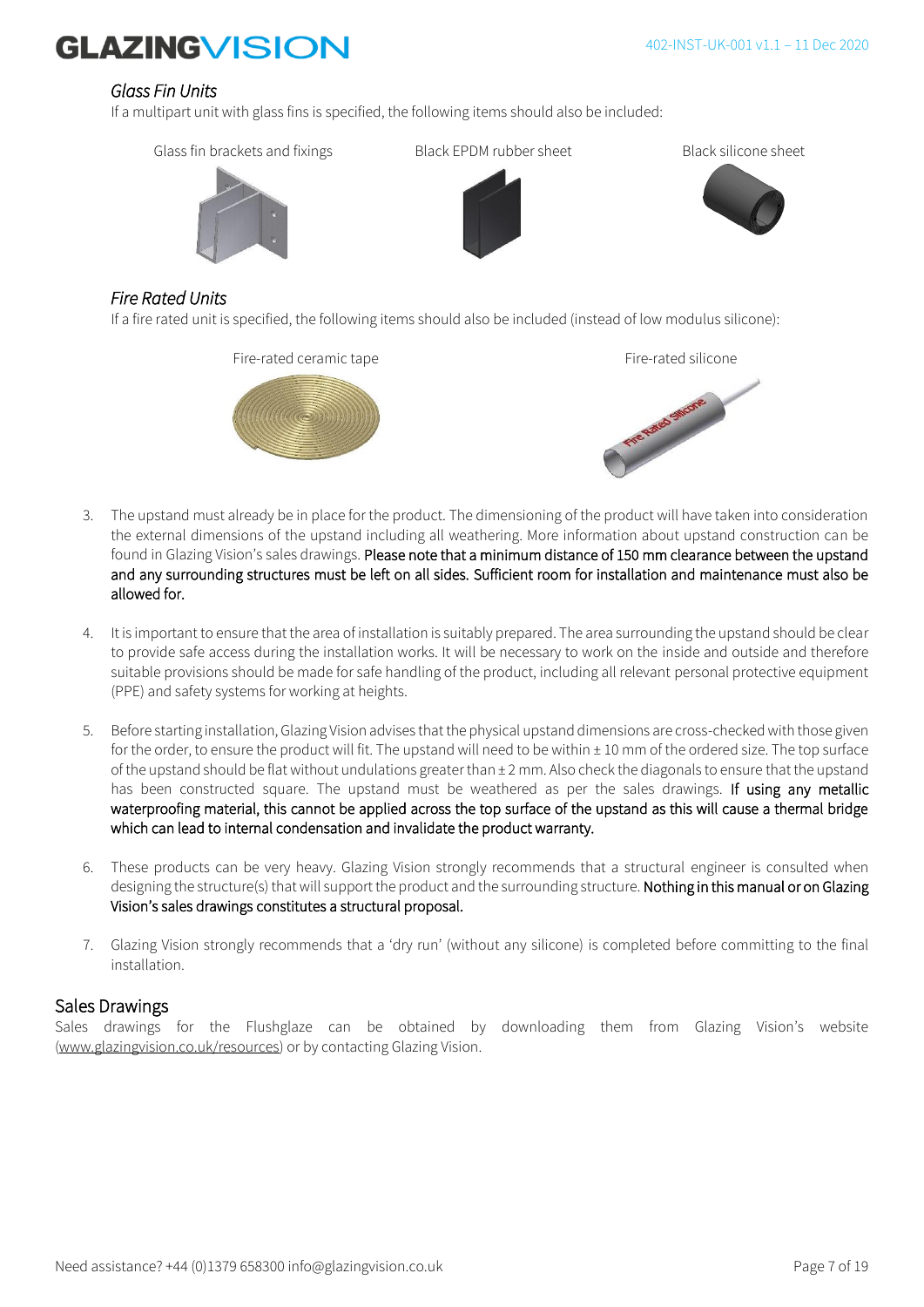### *Glass Fin Units*

If a multipart unit with glass fins is specified, the following items should also be included:

Glass fin brackets and fixings

Black EPDM rubber sheet

Black silicone sheet

### *Fire Rated Units*

If a fire rated unit is specified, the following items should also be included (instead of low modulus silicone):

Fire-rated ceramic tape

Fire-rated silicone

3. The upstand must already be in place for the product. The dimensioning of the product will have taken into consideration the external dimensions of the upstand including all weathering. More information about upstand construction can be found in Glazing Vision's sales drawings. Please note that a minimum distance of 150 mm clearance between the upstand and any surrounding structures must be left on all sides. Sufficient room for installation and maintenance must also be allowed for.

4. It is important to ensure that the area of installation is suitably prepared. The area surrounding the upstand should be clear to provide safe access during the installation works. It will be necessary to work on the inside and outside and therefore suitable provisions should be made for safe handling of the product, including all relevant personal protective equipment (PPE) and safety systems for working at heights.

5. Before starting installation, Glazing Vision advises that the physical upstand dimensions are cross-checked with those given for the order, to ensure the product will fit. The upstand will need to be within ± 10 mm of the ordered size. The top surface of the upstand should be flat without undulations greater than ± 2 mm. Also check the diagonals to ensure that the upstand has been constructed square. The upstand must be weathered as per the sales drawings. If using any metallic waterproofing material, this cannot be applied across the top surface of the upstand as this will cause a thermal bridge which can lead to internal condensation and invalidate the product warranty.

6. These products can be very heavy. Glazing Vision strongly recommends that a structural engineer is consulted when designing the structure(s) that will support the product and the surrounding structure. Nothing in this manual or on Glazing Vision's sales drawings constitutes a structural proposal.

7. Glazing Vision strongly recommends that a 'dry run' (without any silicone) is completed before committing to the final installation.

## Sales Drawings

Sales drawings for the Flushglaze can be obtained by downloading them from Glazing Vision's website (www.glazingvision.co.uk/resources) or by contacting Glazing Vision.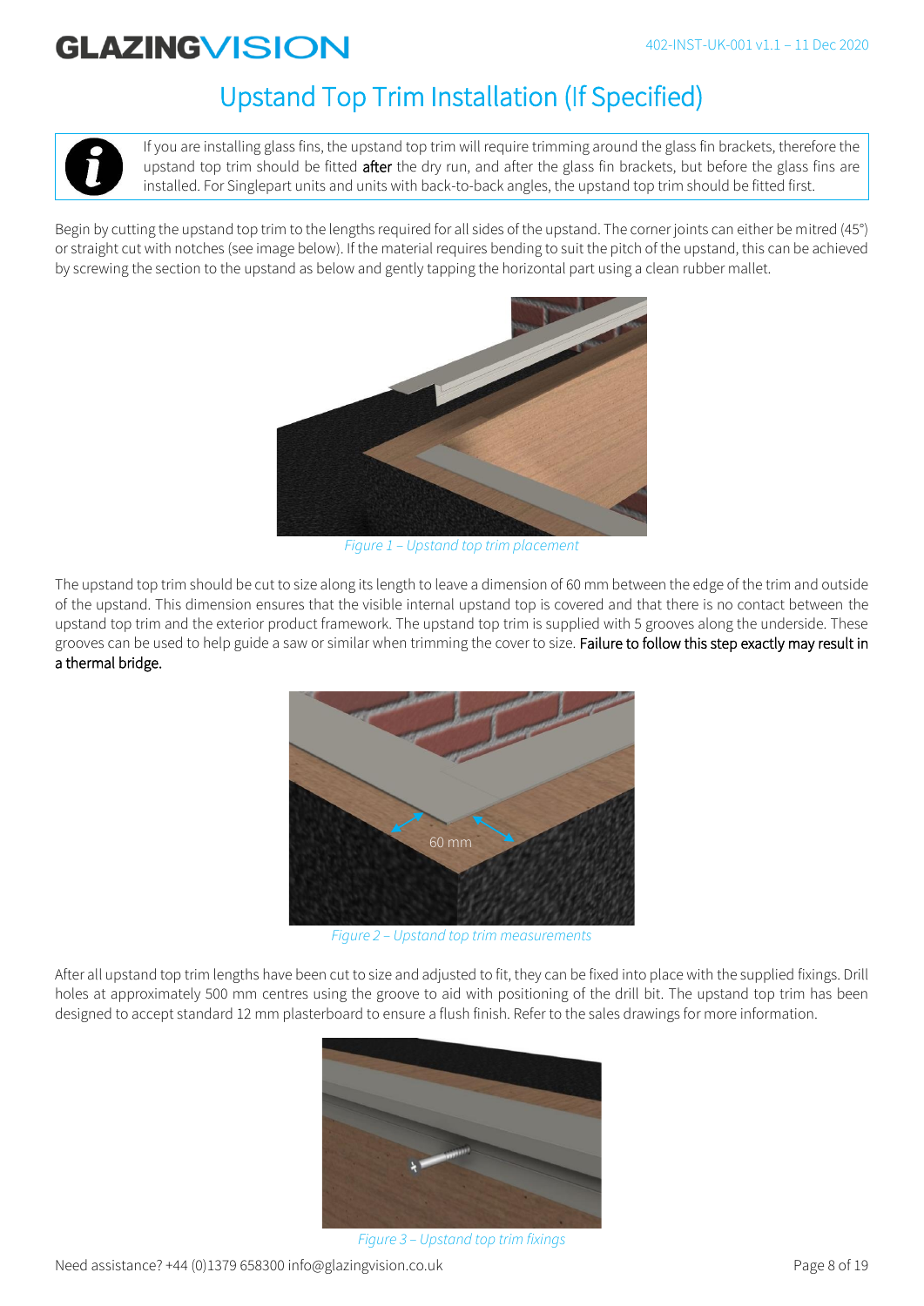# Upstand Top Trim Installation (If Specified)

If you are installing glass fins, the upstand top trim will require trimming around the glass fin brackets, therefore the upstand top trim should be fitted **after** the dry run, and after the glass fin brackets, but before the glass fins are installed. For Singlepart units and units with back-to-back angles, the upstand top trim should be fitted first.

Begin by cutting the upstand top trim to the lengths required for all sides of the upstand. The corner joints can either be mitred (45°) or straight cut with notches (see image below). If the material requires bending to suit the pitch of the upstand, this can be achieved by screwing the section to the upstand as below and gently tapping the horizontal part using a clean rubber mallet.

*Figure 1 – Upstand top trim placement*

The upstand top trim should be cut to size along its length to leave a dimension of 60 mm between the edge of the trim and outside of the upstand. This dimension ensures that the visible internal upstand top is covered and that there is no contact between the upstand top trim and the exterior product framework. The upstand top trim is supplied with 5 grooves along the underside. These grooves can be used to help guide a saw or similar when trimming the cover to size. **Failure to follow this step exactly may result in a thermal bridge.**

60 mm

*Figure 2 – Upstand top trim measurements*

After all upstand top trim lengths have been cut to size and adjusted to fit, they can be fixed into place with the supplied fixings. Drill holes at approximately 500 mm centres using the groove to aid with positioning of the drill bit. The upstand top trim has been designed to accept standard 12 mm plasterboard to ensure a flush finish. Refer to the sales drawings for more information.

*Figure 3 – Upstand top trim fixings*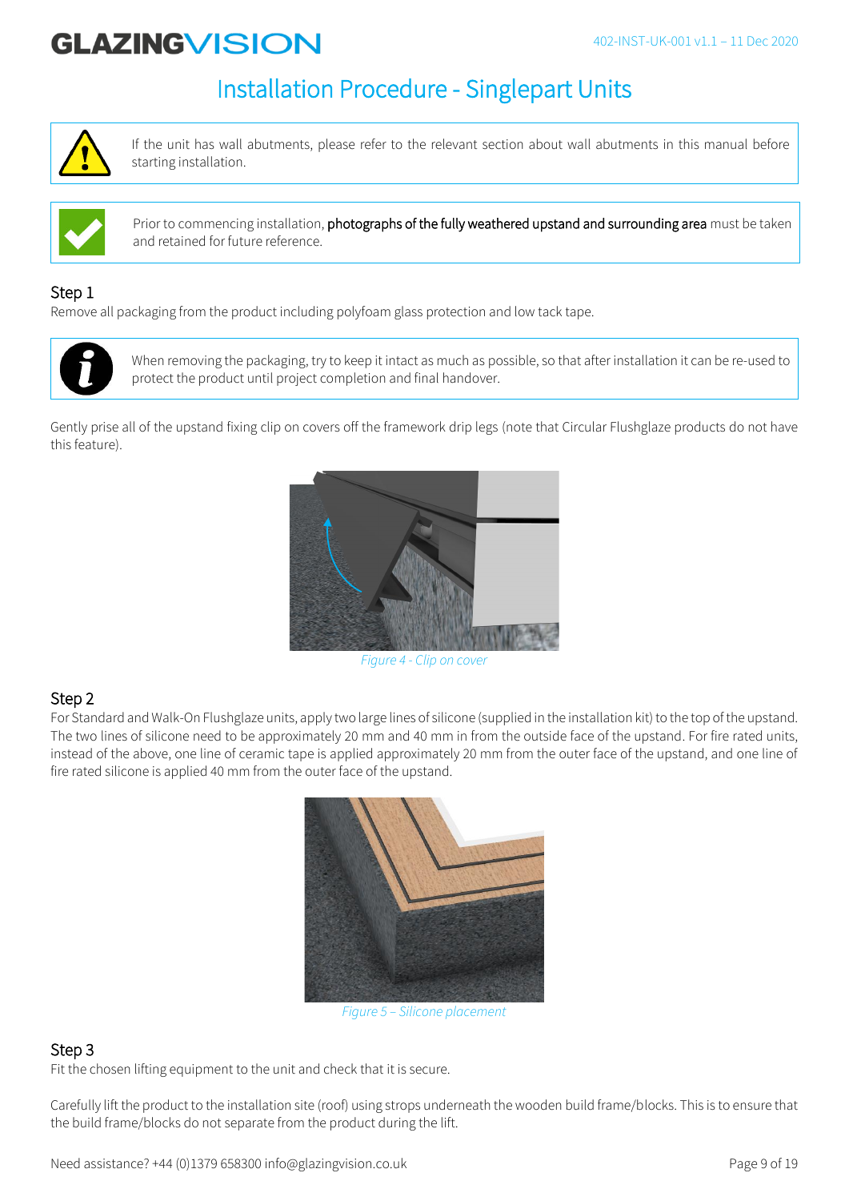# Installation Procedure - Singlepart Units

If the unit has wall abutments, please refer to the relevant section about wall abutments in this manual before starting installation.

Prior to commencing installation, **photographs of the fully weathered upstand and surrounding area** must be taken and retained for future reference.

## Step 1

Remove all packaging from the product including polyfoam glass protection and low tack tape.

When removing the packaging, try to keep it intact as much as possible, so that after installation it can be re-used to protect the product until project completion and final handover.

Gently prise all of the upstand fixing clip on covers off the framework drip legs (note that Circular Flushglaze products do not have this feature).

*Figure 4 - Clip on cover*

## Step 2

For Standard and Walk-On Flushglaze units, apply two large lines of silicone (supplied in the installation kit) to the top of the upstand. The two lines of silicone need to be approximately 20 mm and 40 mm in from the outside face of the upstand. For fire rated units, instead of the above, one line of ceramic tape is applied approximately 20 mm from the outer face of the upstand, and one line of fire rated silicone is applied 40 mm from the outer face of the upstand.

*Figure 5 – Silicone placement*

## Step 3

Fit the chosen lifting equipment to the unit and check that it is secure.

Carefully lift the product to the installation site (roof) using strops underneath the wooden build frame/blocks. This is to ensure that the build frame/blocks do not separate from the product during the lift.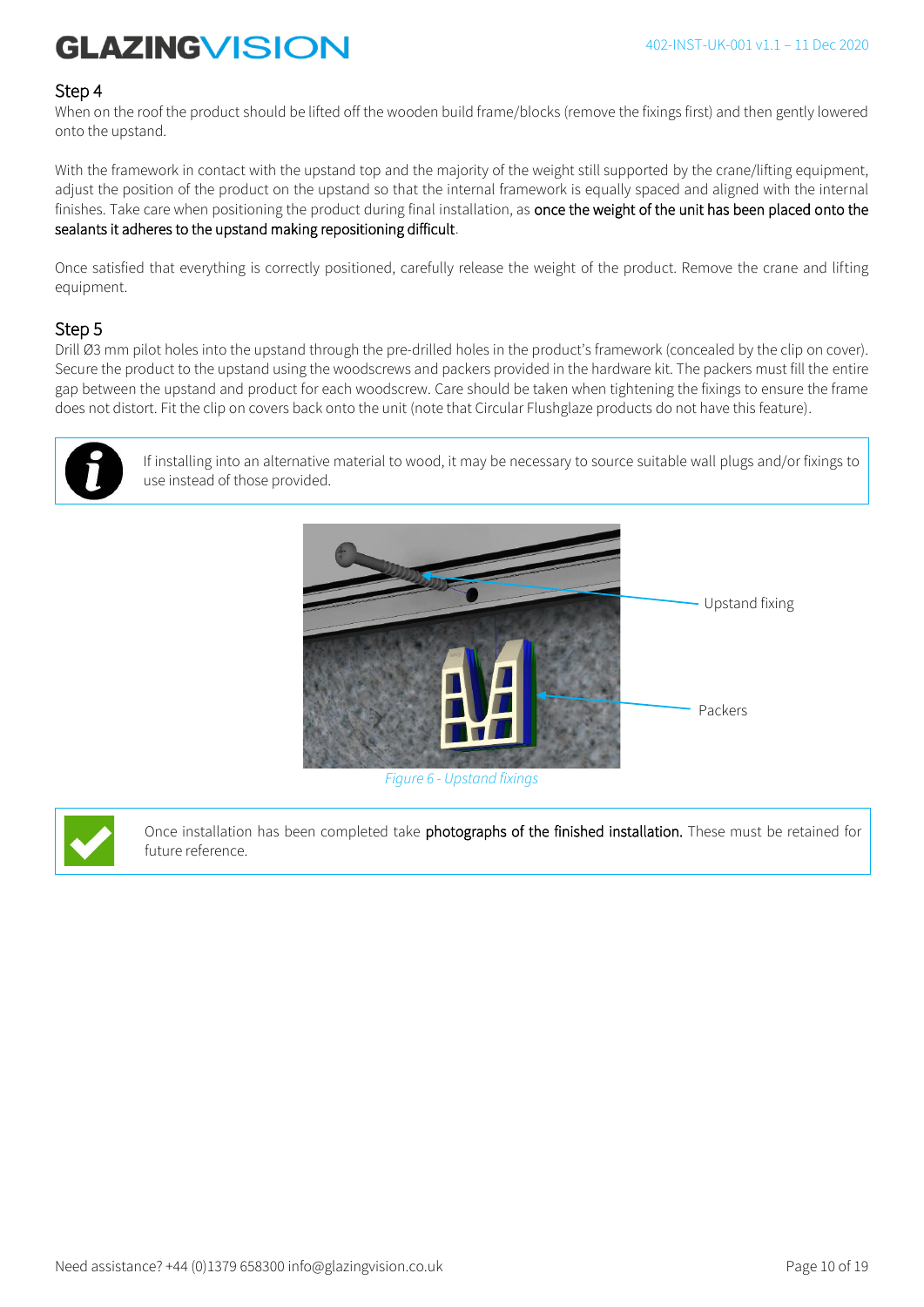## Step 4

When on the roof the product should be lifted off the wooden build frame/blocks (remove the fixings first) and then gently lowered onto the upstand.

With the framework in contact with the upstand top and the majority of the weight still supported by the crane/lifting equipment, adjust the position of the product on the upstand so that the internal framework is equally spaced and aligned with the internal finishes. Take care when positioning the product during final installation, as once the weight of the unit has been placed onto the sealants it adheres to the upstand making repositioning difficult.

Once satisfied that everything is correctly positioned, carefully release the weight of the product. Remove the crane and lifting equipment.

## Step 5

Drill Ø3 mm pilot holes into the upstand through the pre-drilled holes in the product's framework (concealed by the clip on cover). Secure the product to the upstand using the woodscrews and packers provided in the hardware kit. The packers must fill the entire gap between the upstand and product for each woodscrew. Care should be taken when tightening the fixings to ensure the frame does not distort. Fit the clip on covers back onto the unit (note that Circular Flushglaze products do not have this feature).

> If installing into an alternative material to wood, it may be necessary to source suitable wall plugs and/or fixings to use instead of those provided.

Upstand fixing

Packers

*Figure 6 - Upstand fixings*

> Once installation has been completed take **photographs of the finished installation.** These must be retained for future reference.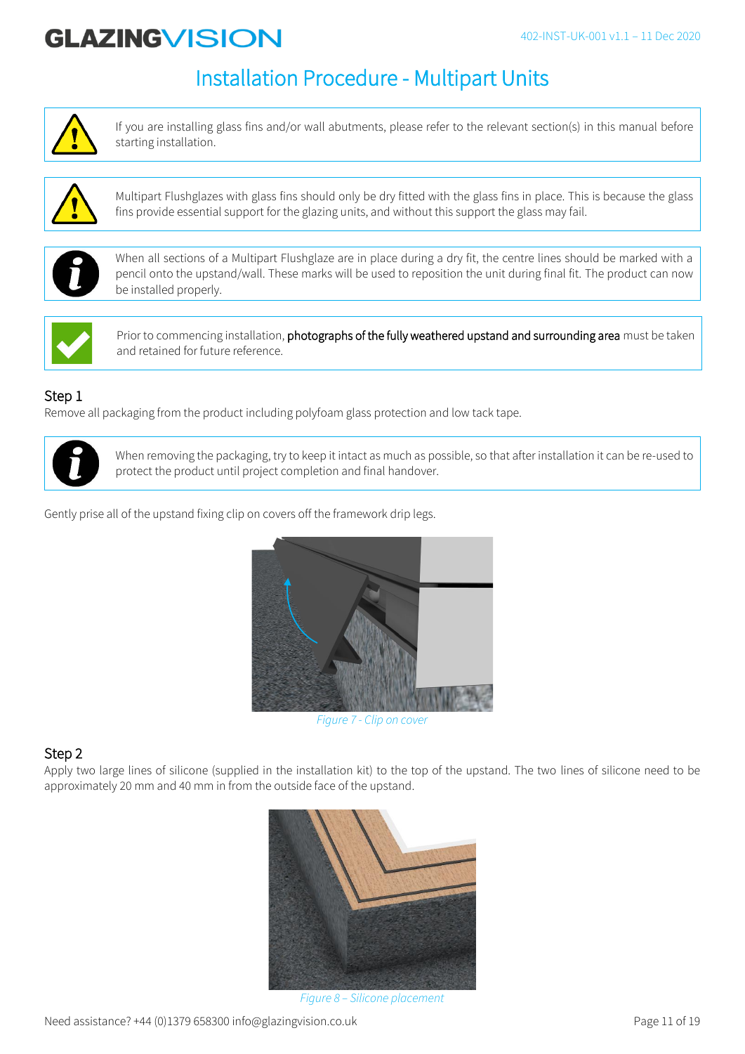# Installation Procedure - Multipart Units

If you are installing glass fins and/or wall abutments, please refer to the relevant section(s) in this manual before starting installation.

Multipart Flushglazes with glass fins should only be dry fitted with the glass fins in place. This is because the glass fins provide essential support for the glazing units, and without this support the glass may fail.

When all sections of a Multipart Flushglaze are in place during a dry fit, the centre lines should be marked with a pencil onto the upstand/wall. These marks will be used to reposition the unit during final fit. The product can now be installed properly.

Prior to commencing installation, **photographs of the fully weathered upstand and surrounding area** must be taken and retained for future reference.

## Step 1

Remove all packaging from the product including polyfoam glass protection and low tack tape.

When removing the packaging, try to keep it intact as much as possible, so that after installation it can be re-used to protect the product until project completion and final handover.

Gently prise all of the upstand fixing clip on covers off the framework drip legs.

*Figure 7 - Clip on cover*

## Step 2

Apply two large lines of silicone (supplied in the installation kit) to the top of the upstand. The two lines of silicone need to be approximately 20 mm and 40 mm in from the outside face of the upstand.

*Figure 8 – Silicone placement*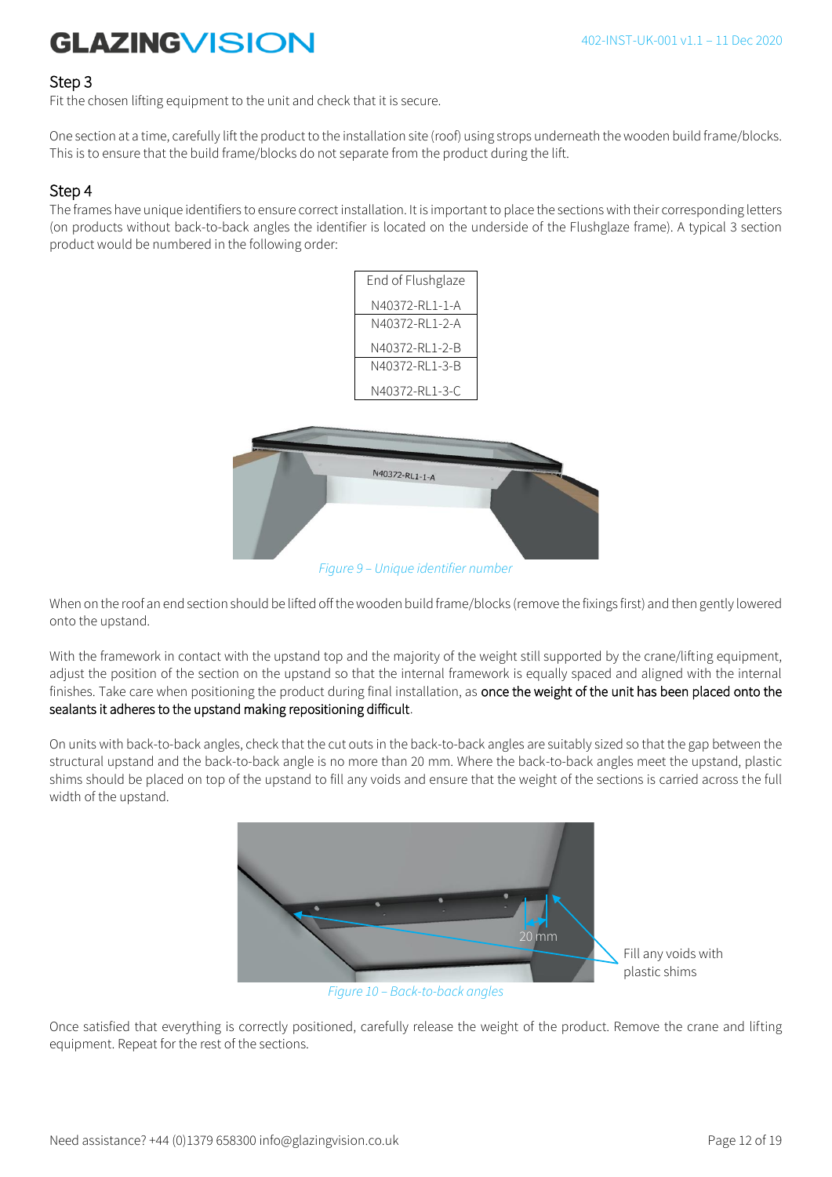## Step 3

Fit the chosen lifting equipment to the unit and check that it is secure.

One section at a time, carefully lift the product to the installation site (roof) using strops underneath the wooden build frame/blocks. This is to ensure that the build frame/blocks do not separate from the product during the lift.

## Step 4

The frames have unique identifiers to ensure correct installation. It is important to place the sections with their corresponding letters (on products without back-to-back angles the identifier is located on the underside of the Flushglaze frame). A typical 3 section product would be numbered in the following order:

| End of Flushglaze |
|---|
| N40372-RL1-1-A |
| N40372-RL1-2-A |
| N40372-RL1-2-B |
| N40372-RL1-3-B |
| N40372-RL1-3-C |

*Figure 9 – Unique identifier number*

When on the roof an end section should be lifted off the wooden build frame/blocks (remove the fixings first) and then gently lowered onto the upstand.

With the framework in contact with the upstand top and the majority of the weight still supported by the crane/lifting equipment, adjust the position of the section on the upstand so that the internal framework is equally spaced and aligned with the internal finishes. Take care when positioning the product during final installation, as once the weight of the unit has been placed onto the sealants it adheres to the upstand making repositioning difficult.

On units with back-to-back angles, check that the cut outs in the back-to-back angles are suitably sized so that the gap between the structural upstand and the back-to-back angle is no more than 20 mm. Where the back-to-back angles meet the upstand, plastic shims should be placed on top of the upstand to fill any voids and ensure that the weight of the sections is carried across the full width of the upstand.

20 mm

Fill any voids with plastic shims

*Figure 10 – Back-to-back angles*

Once satisfied that everything is correctly positioned, carefully release the weight of the product. Remove the crane and lifting equipment. Repeat for the rest of the sections.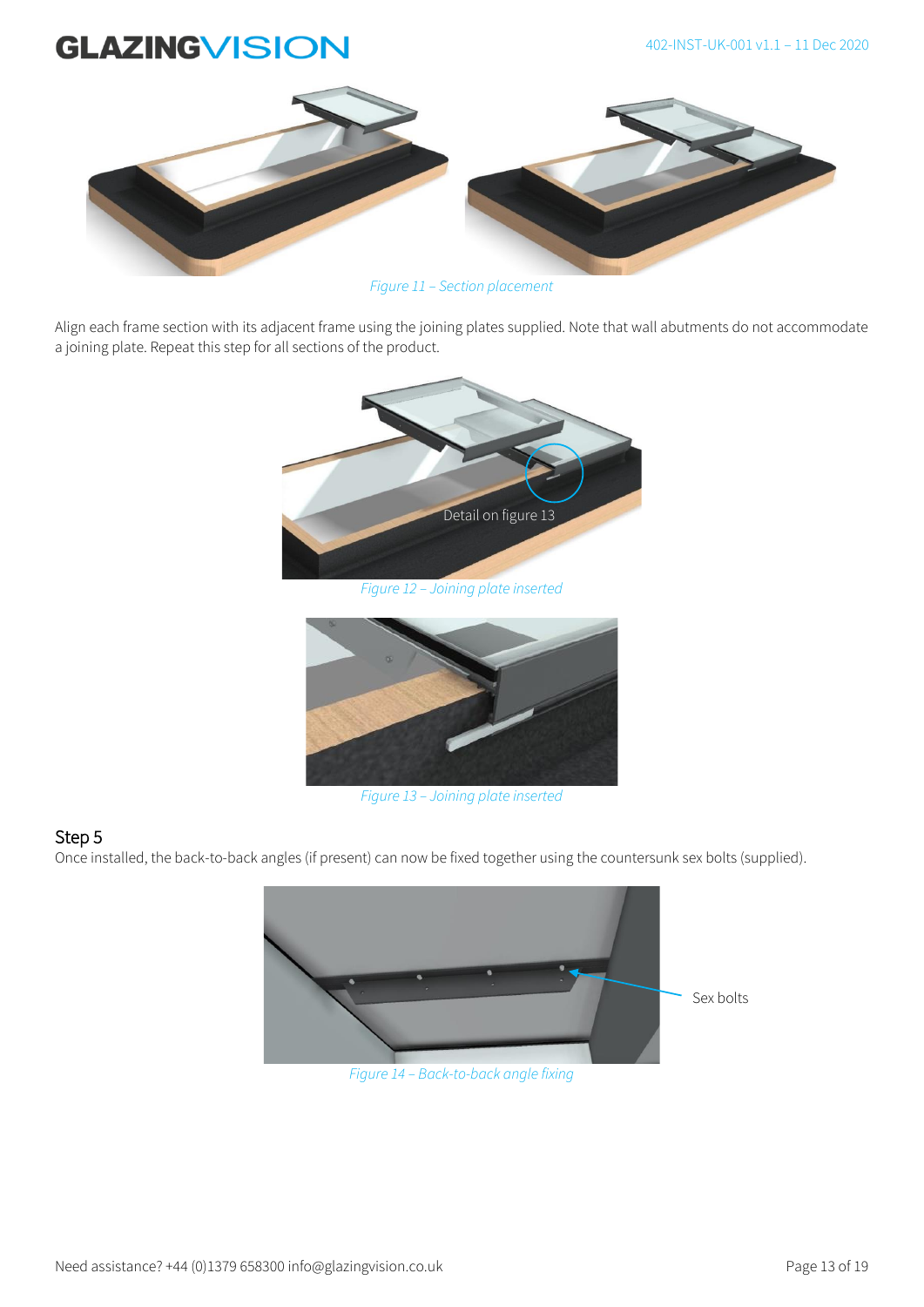Figure 11 – Section placement

Align each frame section with its adjacent frame using the joining plates supplied. Note that wall abutments do not accommodate a joining plate. Repeat this step for all sections of the product.

Detail on figure 13

Figure 12 – Joining plate inserted

Figure 13 – Joining plate inserted

## Step 5

Once installed, the back-to-back angles (if present) can now be fixed together using the countersunk sex bolts (supplied).

Sex bolts

Figure 14 – Back-to-back angle fixing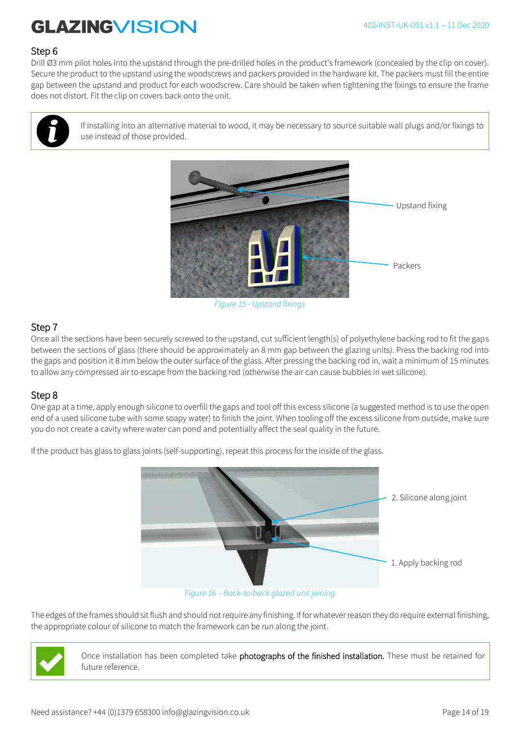## Step 6

Drill Ø3 mm pilot holes into the upstand through the pre-drilled holes in the product's framework (concealed by the clip on cover). Secure the product to the upstand using the woodscrews and packers provided in the hardware kit. The packers must fill the entire gap between the upstand and product for each woodscrew. Care should be taken when tightening the fixings to ensure the frame does not distort. Fit the clip on covers back onto the unit.

If installing into an alternative material to wood, it may be necessary to source suitable wall plugs and/or fixings to use instead of those provided.

Upstand fixing

Packers

*Figure 15 - Upstand fixings*

## Step 7

Once all the sections have been securely screwed to the upstand, cut sufficient length(s) of polyethylene backing rod to fit the gaps between the sections of glass (there should be approximately an 8 mm gap between the glazing units). Press the backing rod into the gaps and position it 8 mm below the outer surface of the glass. After pressing the backing rod in, wait a minimum of 15 minutes to allow any compressed air to escape from the backing rod (otherwise the air can cause bubbles in wet silicone).

## Step 8

One gap at a time, apply enough silicone to overfill the gaps and tool off this excess silicone (a suggested method is to use the open end of a used silicone tube with some soapy water) to finish the joint. When tooling off the excess silicone from outside, make sure you do not create a cavity where water can pond and potentially affect the seal quality in the future.

If the product has glass to glass joints (self-supporting), repeat this process for the inside of the glass.

2. Silicone along joint

1. Apply backing rod

*Figure 16 – Back-to-back glazed unit joining*

The edges of the frames should sit flush and should not require any finishing. If for whatever reason they do require external finishing, the appropriate colour of silicone to match the framework can be run along the joint.

Once installation has been completed take **photographs of the finished installation.** These must be retained for future reference.

Need assistance? +44 (0)1379 658300 info@glazingvision.co.uk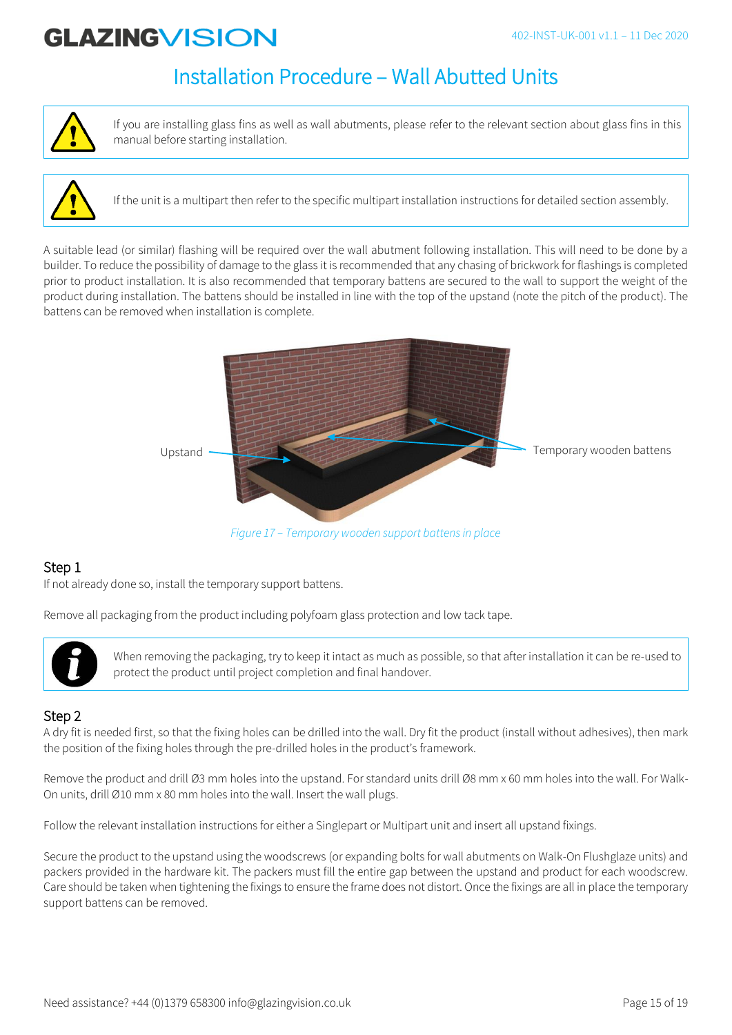# Installation Procedure – Wall Abutted Units

If you are installing glass fins as well as wall abutments, please refer to the relevant section about glass fins in this manual before starting installation.

If the unit is a multipart then refer to the specific multipart installation instructions for detailed section assembly.

A suitable lead (or similar) flashing will be required over the wall abutment following installation. This will need to be done by a builder. To reduce the possibility of damage to the glass it is recommended that any chasing of brickwork for flashings is completed prior to product installation. It is also recommended that temporary battens are secured to the wall to support the weight of the product during installation. The battens should be installed in line with the top of the upstand (note the pitch of the product). The battens can be removed when installation is complete.

Upstand

Temporary wooden battens

*Figure 17 – Temporary wooden support battens in place*

## Step 1

If not already done so, install the temporary support battens.

Remove all packaging from the product including polyfoam glass protection and low tack tape.

When removing the packaging, try to keep it intact as much as possible, so that after installation it can be re-used to protect the product until project completion and final handover.

## Step 2

A dry fit is needed first, so that the fixing holes can be drilled into the wall. Dry fit the product (install without adhesives), then mark the position of the fixing holes through the pre-drilled holes in the product's framework.

Remove the product and drill Ø3 mm holes into the upstand. For standard units drill Ø8 mm x 60 mm holes into the wall. For Walk-On units, drill Ø10 mm x 80 mm holes into the wall. Insert the wall plugs.

Follow the relevant installation instructions for either a Singlepart or Multipart unit and insert all upstand fixings.

Secure the product to the upstand using the woodscrews (or expanding bolts for wall abutments on Walk-On Flushglaze units) and packers provided in the hardware kit. The packers must fill the entire gap between the upstand and product for each woodscrew. Care should be taken when tightening the fixings to ensure the frame does not distort. Once the fixings are all in place the temporary support battens can be removed.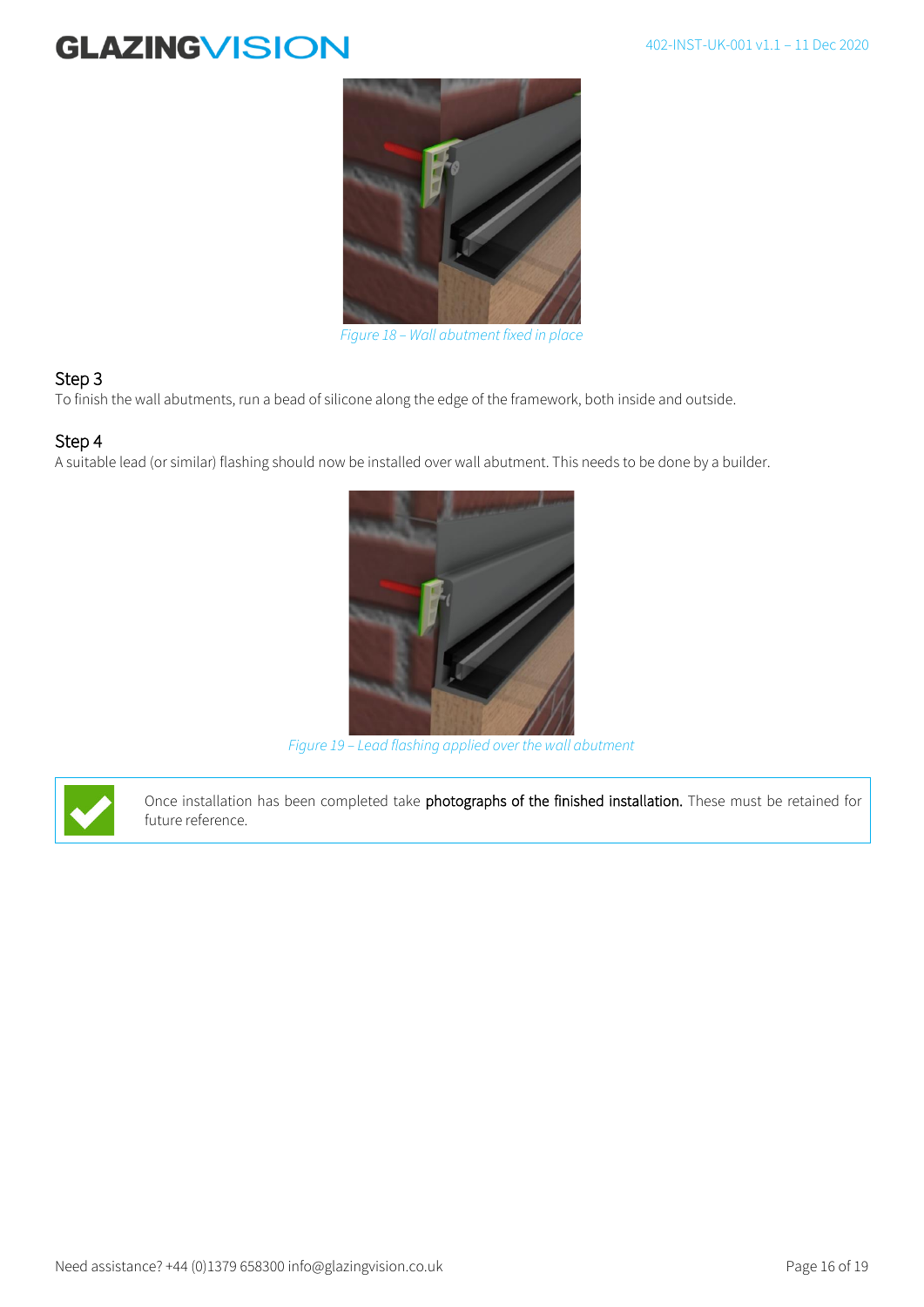Figure 18 – Wall abutment fixed in place

## Step 3

To finish the wall abutments, run a bead of silicone along the edge of the framework, both inside and outside.

## Step 4

A suitable lead (or similar) flashing should now be installed over wall abutment. This needs to be done by a builder.

Figure 19 – Lead flashing applied over the wall abutment

Once installation has been completed take **photographs of the finished installation.** These must be retained for future reference.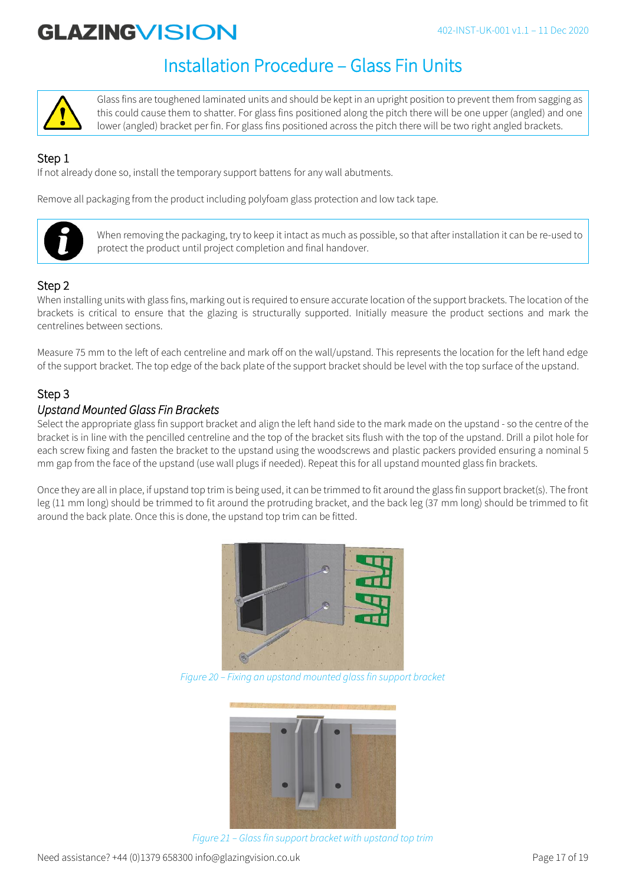# Installation Procedure – Glass Fin Units

> Glass fins are toughened laminated units and should be kept in an upright position to prevent them from sagging as this could cause them to shatter. For glass fins positioned along the pitch there will be one upper (angled) and one lower (angled) bracket per fin. For glass fins positioned across the pitch there will be two right angled brackets.

## Step 1

If not already done so, install the temporary support battens for any wall abutments.

Remove all packaging from the product including polyfoam glass protection and low tack tape.

> When removing the packaging, try to keep it intact as much as possible, so that after installation it can be re-used to protect the product until project completion and final handover.

## Step 2

When installing units with glass fins, marking out is required to ensure accurate location of the support brackets. The location of the brackets is critical to ensure that the glazing is structurally supported. Initially measure the product sections and mark the centrelines between sections.

Measure 75 mm to the left of each centreline and mark off on the wall/upstand. This represents the location for the left hand edge of the support bracket. The top edge of the back plate of the support bracket should be level with the top surface of the upstand.

## Step 3

### *Upstand Mounted Glass Fin Brackets*

Select the appropriate glass fin support bracket and align the left hand side to the mark made on the upstand - so the centre of the bracket is in line with the pencilled centreline and the top of the bracket sits flush with the top of the upstand. Drill a pilot hole for each screw fixing and fasten the bracket to the upstand using the woodscrews and plastic packers provided ensuring a nominal 5 mm gap from the face of the upstand (use wall plugs if needed). Repeat this for all upstand mounted glass fin brackets.

Once they are all in place, if upstand top trim is being used, it can be trimmed to fit around the glass fin support bracket(s). The front leg (11 mm long) should be trimmed to fit around the protruding bracket, and the back leg (37 mm long) should be trimmed to fit around the back plate. Once this is done, the upstand top trim can be fitted.

*Figure 20 – Fixing an upstand mounted glass fin support bracket*

*Figure 21 – Glass fin support bracket with upstand top trim*

Need assistance? +44 (0)1379 658300 info@glazingvision.co.uk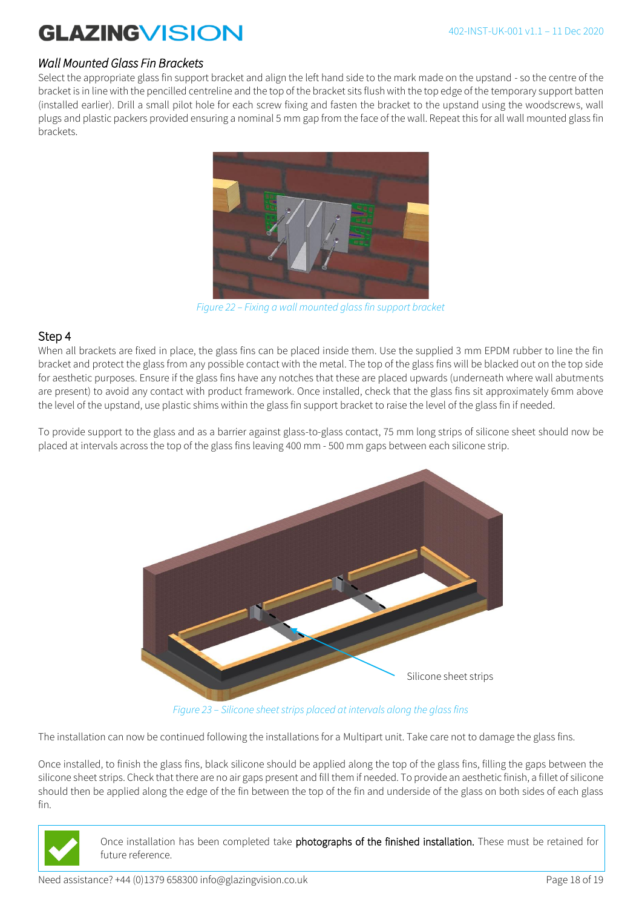### *Wall Mounted Glass Fin Brackets*

Select the appropriate glass fin support bracket and align the left hand side to the mark made on the upstand - so the centre of the bracket is in line with the pencilled centreline and the top of the bracket sits flush with the top edge of the temporary support batten (installed earlier). Drill a small pilot hole for each screw fixing and fasten the bracket to the upstand using the woodscrews, wall plugs and plastic packers provided ensuring a nominal 5 mm gap from the face of the wall. Repeat this for all wall mounted glass fin brackets.

*Figure 22 – Fixing a wall mounted glass fin support bracket*

## Step 4

When all brackets are fixed in place, the glass fins can be placed inside them. Use the supplied 3 mm EPDM rubber to line the fin bracket and protect the glass from any possible contact with the metal. The top of the glass fins will be blacked out on the top side for aesthetic purposes. Ensure if the glass fins have any notches that these are placed upwards (underneath where wall abutments are present) to avoid any contact with product framework. Once installed, check that the glass fins sit approximately 6mm above the level of the upstand, use plastic shims within the glass fin support bracket to raise the level of the glass fin if needed.

To provide support to the glass and as a barrier against glass-to-glass contact, 75 mm long strips of silicone sheet should now be placed at intervals across the top of the glass fins leaving 400 mm - 500 mm gaps between each silicone strip.

Silicone sheet strips

*Figure 23 – Silicone sheet strips placed at intervals along the glass fins*

The installation can now be continued following the installations for a Multipart unit. Take care not to damage the glass fins.

Once installed, to finish the glass fins, black silicone should be applied along the top of the glass fins, filling the gaps between the silicone sheet strips. Check that there are no air gaps present and fill them if needed. To provide an aesthetic finish, a fillet of silicone should then be applied along the edge of the fin between the top of the fin and underside of the glass on both sides of each glass fin.

Once installation has been completed take **photographs of the finished installation.** These must be retained for future reference.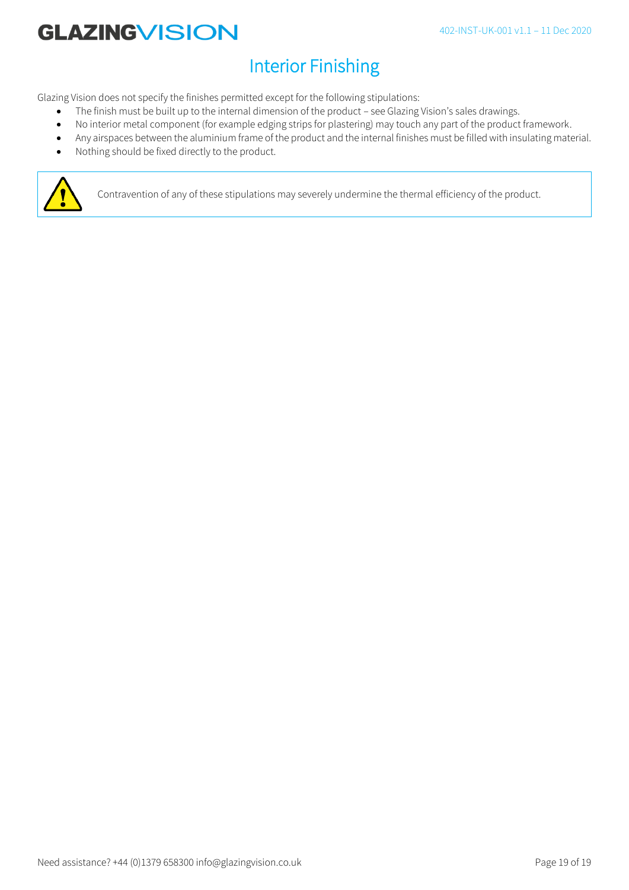# Interior Finishing

Glazing Vision does not specify the finishes permitted except for the following stipulations:

- The finish must be built up to the internal dimension of the product – see Glazing Vision's sales drawings.
- No interior metal component (for example edging strips for plastering) may touch any part of the product framework.
- Any airspaces between the aluminium frame of the product and the internal finishes must be filled with insulating material.
- Nothing should be fixed directly to the product.

> Contravention of any of these stipulations may severely undermine the thermal efficiency of the product.

Need assistance? +44 (0)1379 658300 info@glazingvision.co.uk